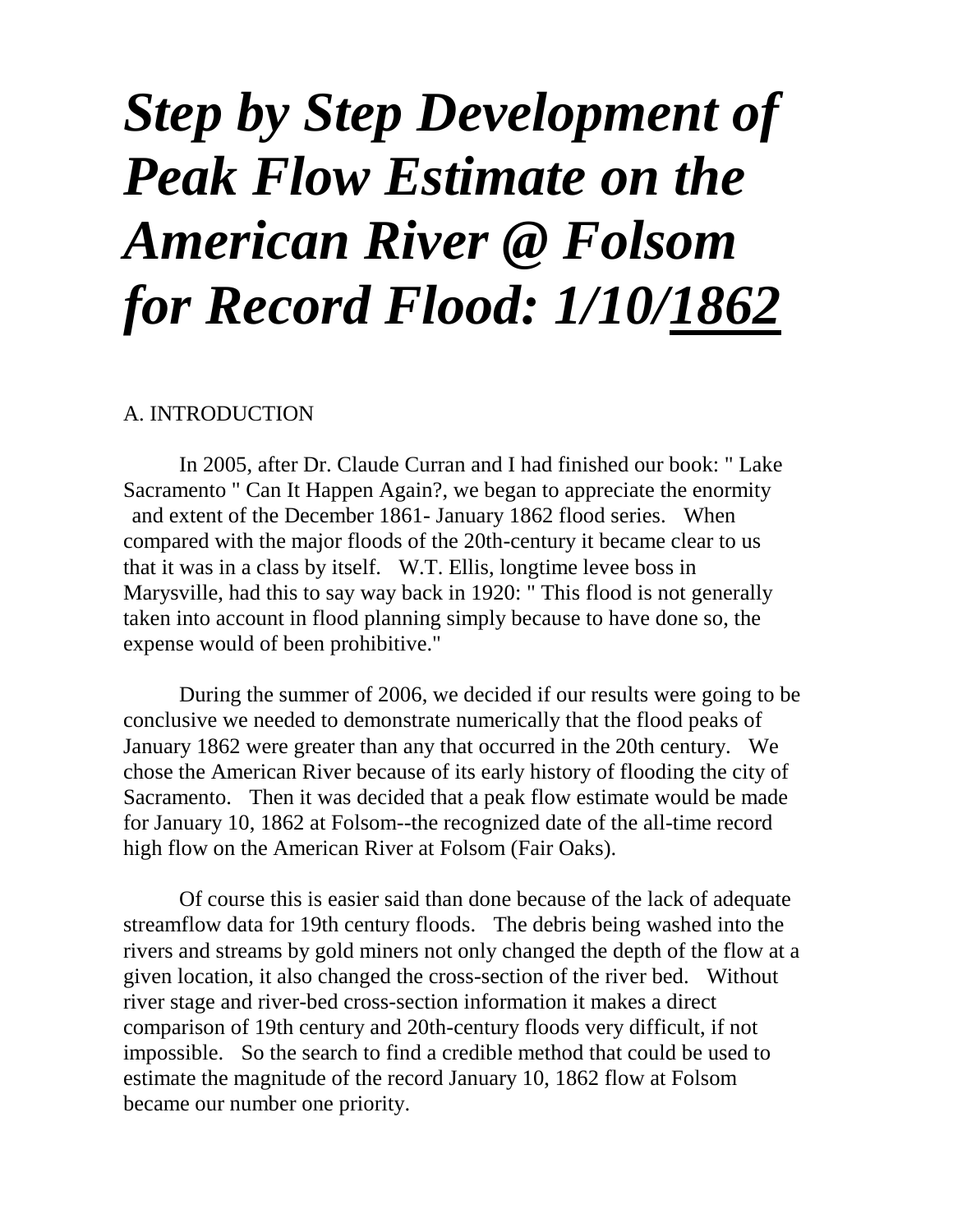# *Step by Step Development of Peak Flow Estimate on the American River @ Folsom for Record Flood: 1/10/<u>1862</u>*

A. INTRODUCTION

In 2005, after Dr. Claude Curran and I had finished our book: " Lake Sacramento " Can It Happen Again?, we began to appreciate the enormity and extent of the December 1861- January 1862 flood series. When compared with the major floods of the 20th-century it became clear to us that it was in a class by itself. W.T. Ellis, longtime levee boss in Marysville, had this to say way back in 1920: " This flood is not generally taken into account in flood planning simply because to have done so, the expense would of been prohibitive."

During the summer of 2006, we decided if our results were going to be conclusive we needed to demonstrate numerically that the flood peaks of January 1862 were greater than any that occurred in the 20th century. We chose the American River because of its early history of flooding the city of Sacramento. Then it was decided that a peak flow estimate would be made for January 10, 1862 at Folsom--the recognized date of the all-time record high flow on the American River at Folsom (Fair Oaks).

Of course this is easier said than done because of the lack of adequate streamflow data for 19th century floods. The debris being washed into the rivers and streams by gold miners not only changed the depth of the flow at a given location, it also changed the cross-section of the river bed. Without river stage and river-bed cross-section information it makes a direct comparison of 19th century and 20th-century floods very difficult, if not impossible. So the search to find a credible method that could be used to estimate the magnitude of the record January 10, 1862 flow at Folsom became our number one priority.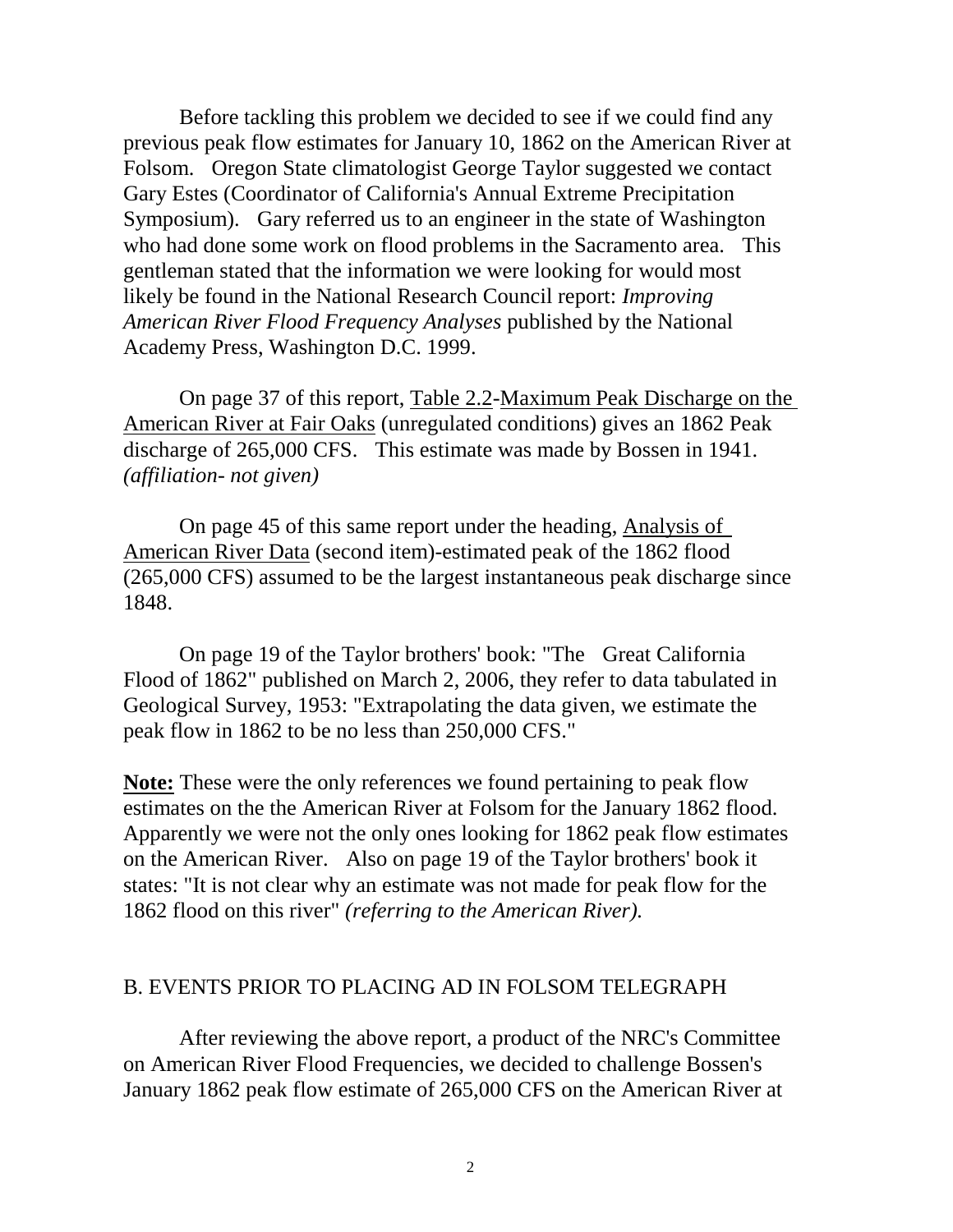Before tackling this problem we decided to see if we could find any previous peak flow estimates for January 10, 1862 on the American River at Folsom. Oregon State climatologist George Taylor suggested we contact Gary Estes (Coordinator of California's Annual Extreme Precipitation Symposium). Gary referred us to an engineer in the state of Washington who had done some work on flood problems in the Sacramento area. This gentleman stated that the information we were looking for would most likely be found in the National Research Council report: *Improving American River Flood Frequency Analyses* published by the National Academy Press, Washington D.C. 1999.

On page 37 of this report, Table 2.2-Maximum Peak Discharge on the American River at Fair Oaks (unregulated conditions) gives an 1862 Peak discharge of 265,000 CFS. This estimate was made by Bossen in 1941. *(affiliation- not given)*

On page 45 of this same report under the heading, Analysis of American River Data (second item)-estimated peak of the 1862 flood (265,000 CFS) assumed to be the largest instantaneous peak discharge since 1848.

On page 19 of the Taylor brothers' book: "The Great California Flood of 1862" published on March 2, 2006, they refer to data tabulated in Geological Survey, 1953: "Extrapolating the data given, we estimate the peak flow in 1862 to be no less than 250,000 CFS."

**Note:** These were the only references we found pertaining to peak flow estimates on the the American River at Folsom for the January 1862 flood. Apparently we were not the only ones looking for 1862 peak flow estimates on the American River. Also on page 19 of the Taylor brothers' book it states: "It is not clear why an estimate was not made for peak flow for the 1862 flood on this river" *(referring to the American River).*

## B. EVENTS PRIOR TO PLACING AD IN FOLSOM TELEGRAPH

After reviewing the above report, a product of the NRC's Committee on American River Flood Frequencies, we decided to challenge Bossen's January 1862 peak flow estimate of 265,000 CFS on the American River at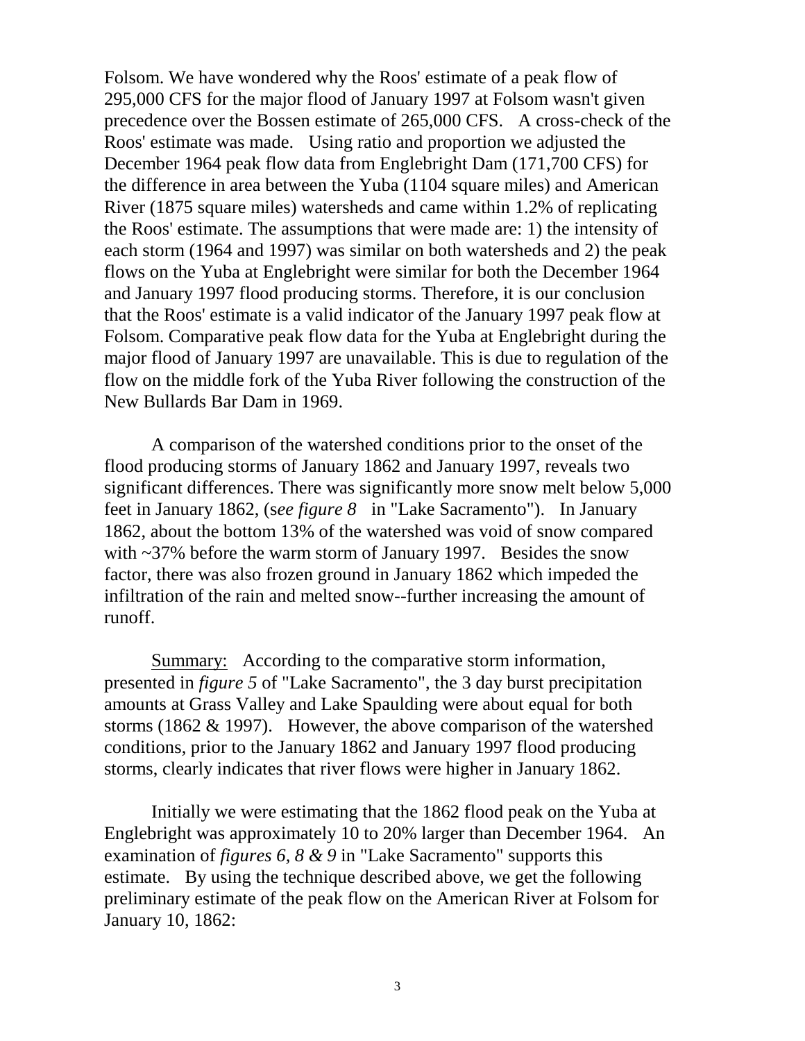Folsom. We have wondered why the Roos' estimate of a peak flow of 295,000 CFS for the major flood of January 1997 at Folsom wasn't given precedence over the Bossen estimate of 265,000 CFS. A cross-check of the Roos' estimate was made. Using ratio and proportion we adjusted the December 1964 peak flow data from Englebright Dam (171,700 CFS) for the difference in area between the Yuba (1104 square miles) and American River (1875 square miles) watersheds and came within 1.2% of replicating the Roos' estimate. The assumptions that were made are: 1) the intensity of each storm (1964 and 1997) was similar on both watersheds and 2) the peak flows on the Yuba at Englebright were similar for both the December 1964 and January 1997 flood producing storms. Therefore, it is our conclusion that the Roos' estimate is a valid indicator of the January 1997 peak flow at Folsom. Comparative peak flow data for the Yuba at Englebright during the major flood of January 1997 are unavailable. This is due to regulation of the flow on the middle fork of the Yuba River following the construction of the New Bullards Bar Dam in 1969.

A comparison of the watershed conditions prior to the onset of the flood producing storms of January 1862 and January 1997, reveals two significant differences. There was significantly more snow melt below 5,000 feet in January 1862, (s*ee figure 8* in "Lake Sacramento"). In January 1862, about the bottom 13% of the watershed was void of snow compared with ~37% before the warm storm of January 1997. Besides the snow factor, there was also frozen ground in January 1862 which impeded the infiltration of the rain and melted snow--further increasing the amount of runoff.

<u>Summary:</u> According to the comparative storm information, presented in *figure 5* of "Lake Sacramento", the 3 day burst precipitation amounts at Grass Valley and Lake Spaulding were about equal for both storms (1862 & 1997). However, the above comparison of the watershed conditions, prior to the January 1862 and January 1997 flood producing storms, clearly indicates that river flows were higher in January 1862.

Initially we were estimating that the 1862 flood peak on the Yuba at Englebright was approximately 10 to 20% larger than December 1964. An examination of *figures 6, 8 & 9* in "Lake Sacramento" supports this estimate. By using the technique described above, we get the following preliminary estimate of the peak flow on the American River at Folsom for January 10, 1862: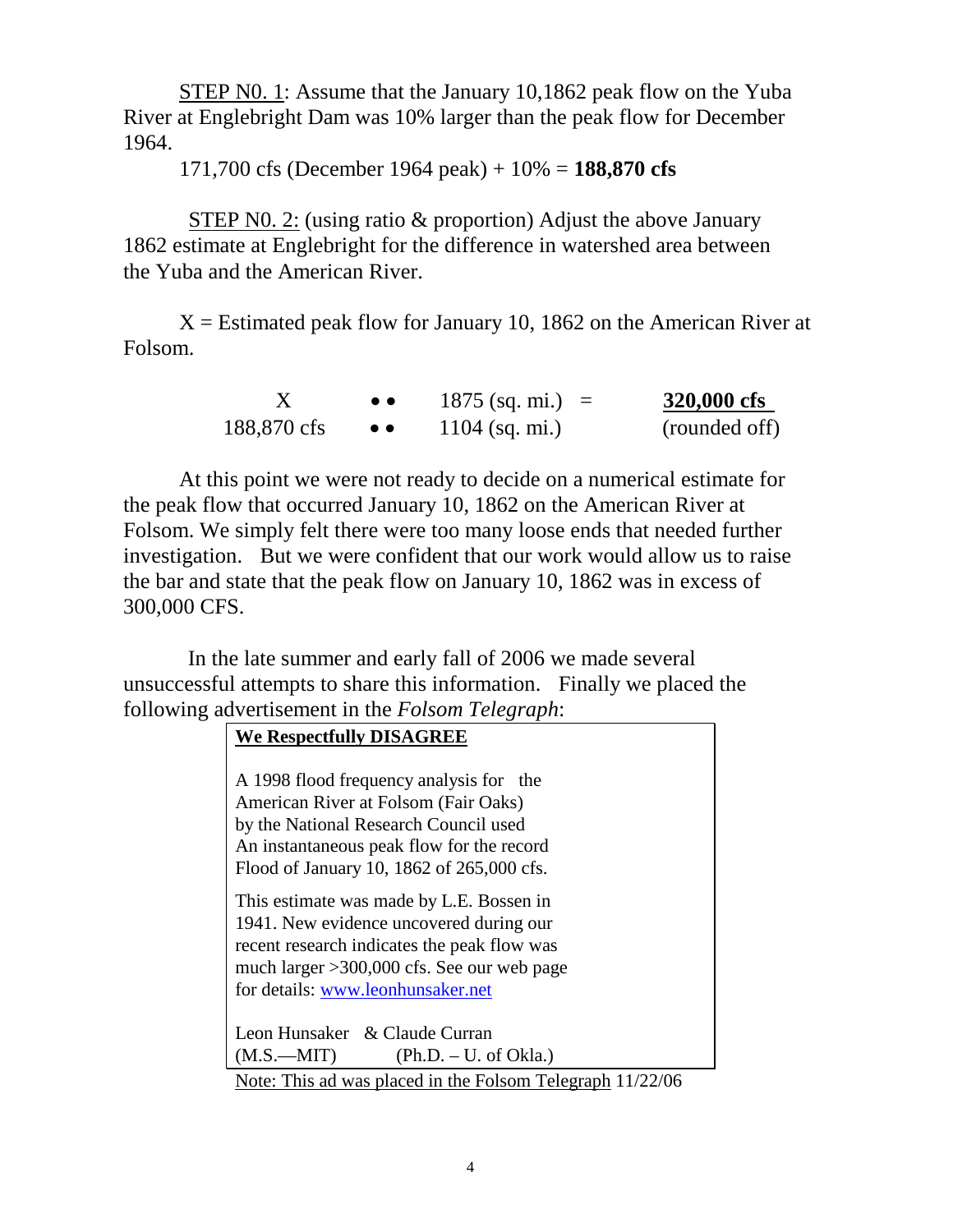STEP N0. 1: Assume that the January 10,1862 peak flow on the Yuba River at Englebright Dam was 10% larger than the peak flow for December 1964.

171,700 cfs (December 1964 peak) + 10% = **188,870 cfs**

STEP N0. 2: (using ratio & proportion) Adjust the above January 1862 estimate at Englebright for the difference in watershed area between the Yuba and the American River.

X = Estimated peak flow for January 10, 1862 on the American River at Folsom.

$$\frac{X}{188{,}870 \text{ cfs}} :: \frac{1875 \text{ (sq. mi.)}}{1104 \text{ (sq. mi.)}} = \underline{\mathbf{320{,}000 \text{ cfs}}} \text{ (rounded off)}$$

At this point we were not ready to decide on a numerical estimate for the peak flow that occurred January 10, 1862 on the American River at Folsom. We simply felt there were too many loose ends that needed further investigation. But we were confident that our work would allow us to raise the bar and state that the peak flow on January 10, 1862 was in excess of 300,000 CFS.

In the late summer and early fall of 2006 we made several unsuccessful attempts to share this information. Finally we placed the following advertisement in the *Folsom Telegraph*:

> **We Respectfully DISAGREE**
>
> A 1998 flood frequency analysis for the American River at Folsom (Fair Oaks) by the National Research Council used An instantaneous peak flow for the record Flood of January 10, 1862 of 265,000 cfs.
>
> This estimate was made by L.E. Bossen in 1941. New evidence uncovered during our recent research indicates the peak flow was much larger >300,000 cfs. See our web page for details: www.leonhunsaker.net
>
> Leon Hunsaker & Claude Curran
> (M.S.—MIT) (Ph.D. – U. of Okla.)

Note: This ad was placed in the Folsom Telegraph 11/22/06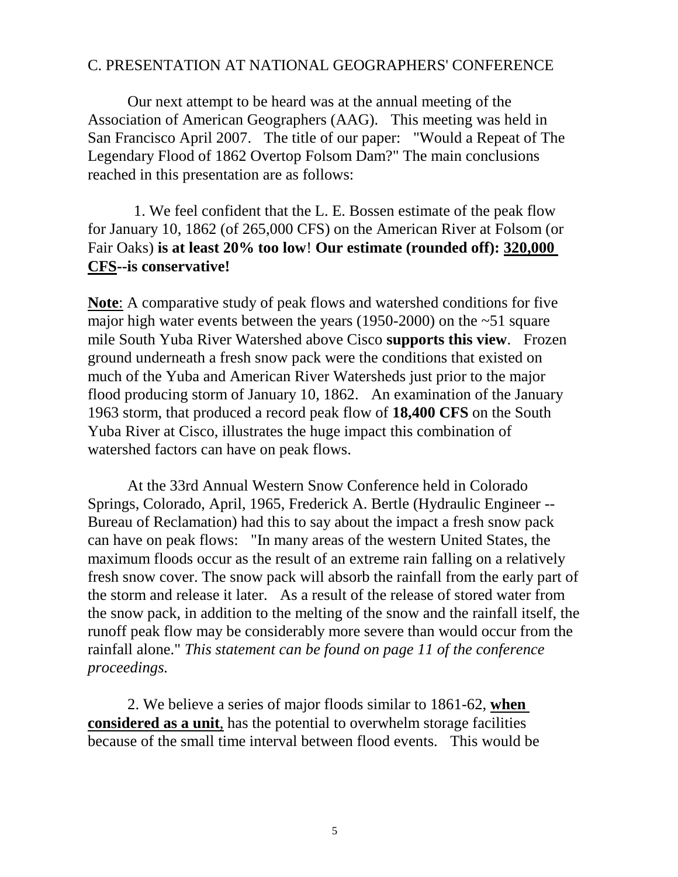## C. PRESENTATION AT NATIONAL GEOGRAPHERS' CONFERENCE

Our next attempt to be heard was at the annual meeting of the Association of American Geographers (AAG). This meeting was held in San Francisco April 2007. The title of our paper: "Would a Repeat of The Legendary Flood of 1862 Overtop Folsom Dam?" The main conclusions reached in this presentation are as follows:

1. We feel confident that the L. E. Bossen estimate of the peak flow for January 10, 1862 (of 265,000 CFS) on the American River at Folsom (or Fair Oaks) **is at least 20% too low**! **Our estimate (rounded off): <u>320,000 CFS</u>--is conservative!**

**<u>Note</u>**: A comparative study of peak flows and watershed conditions for five major high water events between the years (1950-2000) on the ~51 square mile South Yuba River Watershed above Cisco **supports this view**. Frozen ground underneath a fresh snow pack were the conditions that existed on much of the Yuba and American River Watersheds just prior to the major flood producing storm of January 10, 1862. An examination of the January 1963 storm, that produced a record peak flow of **18,400 CFS** on the South Yuba River at Cisco, illustrates the huge impact this combination of watershed factors can have on peak flows.

At the 33rd Annual Western Snow Conference held in Colorado Springs, Colorado, April, 1965, Frederick A. Bertle (Hydraulic Engineer -- Bureau of Reclamation) had this to say about the impact a fresh snow pack can have on peak flows: "In many areas of the western United States, the maximum floods occur as the result of an extreme rain falling on a relatively fresh snow cover. The snow pack will absorb the rainfall from the early part of the storm and release it later. As a result of the release of stored water from the snow pack, in addition to the melting of the snow and the rainfall itself, the runoff peak flow may be considerably more severe than would occur from the rainfall alone." *This statement can be found on page 11 of the conference proceedings.*

2. We believe a series of major floods similar to 1861-62, **<u>when considered as a unit</u>**, has the potential to overwhelm storage facilities because of the small time interval between flood events. This would be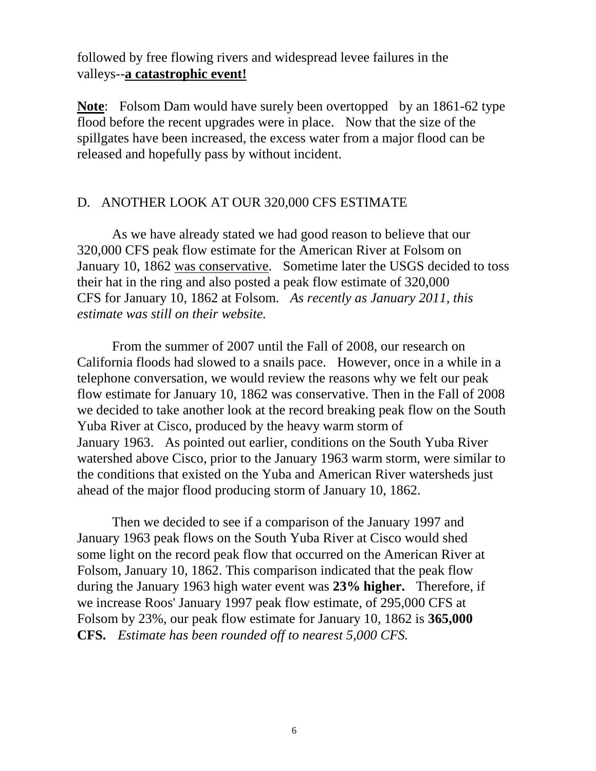followed by free flowing rivers and widespread levee failures in the valleys--**<u>a catastrophic event!</u>**

**<u>Note</u>**: Folsom Dam would have surely been overtopped by an 1861-62 type flood before the recent upgrades were in place. Now that the size of the spillgates have been increased, the excess water from a major flood can be released and hopefully pass by without incident.

## D. ANOTHER LOOK AT OUR 320,000 CFS ESTIMATE

As we have already stated we had good reason to believe that our 320,000 CFS peak flow estimate for the American River at Folsom on January 10, 1862 <u>was conservative</u>. Sometime later the USGS decided to toss their hat in the ring and also posted a peak flow estimate of 320,000 CFS for January 10, 1862 at Folsom. *As recently as January 2011, this estimate was still on their website.*

From the summer of 2007 until the Fall of 2008, our research on California floods had slowed to a snails pace. However, once in a while in a telephone conversation, we would review the reasons why we felt our peak flow estimate for January 10, 1862 was conservative. Then in the Fall of 2008 we decided to take another look at the record breaking peak flow on the South Yuba River at Cisco, produced by the heavy warm storm of January 1963. As pointed out earlier, conditions on the South Yuba River watershed above Cisco, prior to the January 1963 warm storm, were similar to the conditions that existed on the Yuba and American River watersheds just ahead of the major flood producing storm of January 10, 1862.

Then we decided to see if a comparison of the January 1997 and January 1963 peak flows on the South Yuba River at Cisco would shed some light on the record peak flow that occurred on the American River at Folsom, January 10, 1862. This comparison indicated that the peak flow during the January 1963 high water event was **23% higher.** Therefore, if we increase Roos' January 1997 peak flow estimate, of 295,000 CFS at Folsom by 23%, our peak flow estimate for January 10, 1862 is **365,000 CFS.** *Estimate has been rounded off to nearest 5,000 CFS.*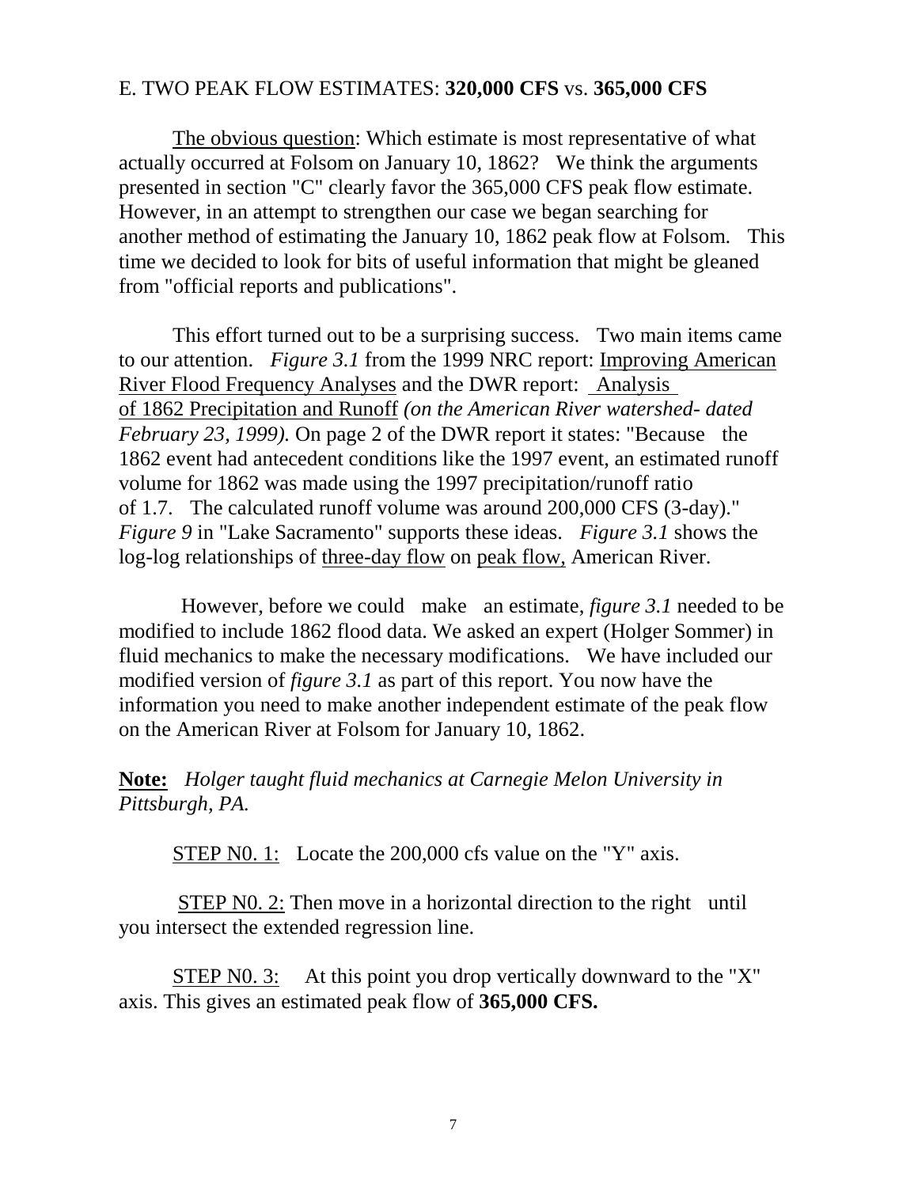## E. TWO PEAK FLOW ESTIMATES: **320,000 CFS** vs. **365,000 CFS**

The obvious question: Which estimate is most representative of what actually occurred at Folsom on January 10, 1862? We think the arguments presented in section "C" clearly favor the 365,000 CFS peak flow estimate. However, in an attempt to strengthen our case we began searching for another method of estimating the January 10, 1862 peak flow at Folsom. This time we decided to look for bits of useful information that might be gleaned from "official reports and publications".

This effort turned out to be a surprising success. Two main items came to our attention. *Figure 3.1* from the 1999 NRC report: Improving American River Flood Frequency Analyses and the DWR report: Analysis of 1862 Precipitation and Runoff *(on the American River watershed- dated February 23, 1999).* On page 2 of the DWR report it states: "Because the 1862 event had antecedent conditions like the 1997 event, an estimated runoff volume for 1862 was made using the 1997 precipitation/runoff ratio of 1.7. The calculated runoff volume was around 200,000 CFS (3-day)." *Figure 9* in "Lake Sacramento" supports these ideas. *Figure 3.1* shows the log-log relationships of three-day flow on peak flow, American River.

However, before we could make an estimate, *figure 3.1* needed to be modified to include 1862 flood data. We asked an expert (Holger Sommer) in fluid mechanics to make the necessary modifications. We have included our modified version of *figure 3.1* as part of this report. You now have the information you need to make another independent estimate of the peak flow on the American River at Folsom for January 10, 1862.

**Note:** *Holger taught fluid mechanics at Carnegie Melon University in Pittsburgh, PA.*

STEP N0. 1: Locate the 200,000 cfs value on the "Y" axis.

STEP N0. 2: Then move in a horizontal direction to the right until you intersect the extended regression line.

STEP N0. 3: At this point you drop vertically downward to the "X" axis. This gives an estimated peak flow of **365,000 CFS.**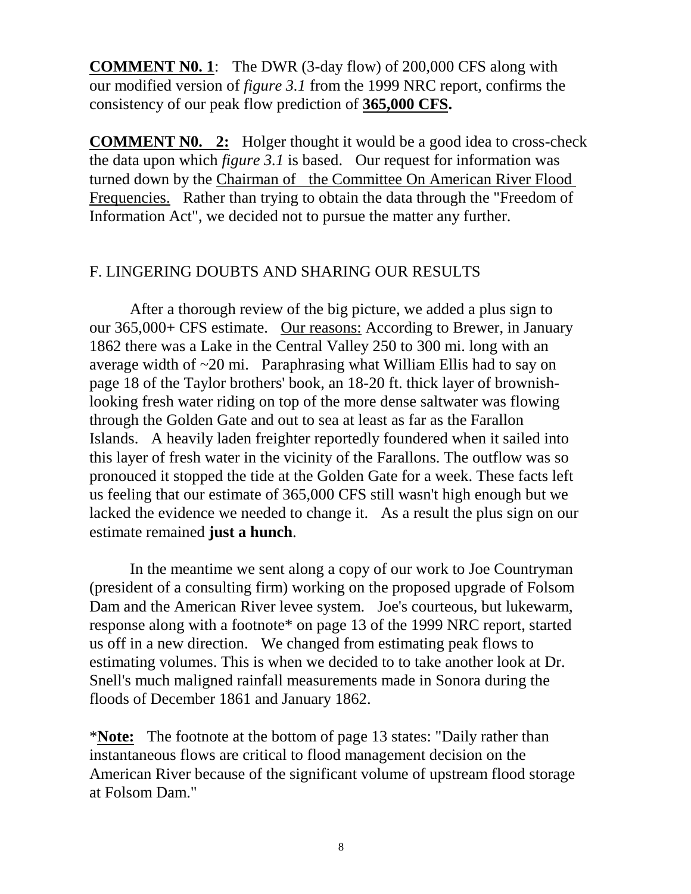**COMMENT N0. 1**: The DWR (3-day flow) of 200,000 CFS along with our modified version of *figure 3.1* from the 1999 NRC report, confirms the consistency of our peak flow prediction of **365,000 CFS.**

**COMMENT N0. 2:** Holger thought it would be a good idea to cross-check the data upon which *figure 3.1* is based. Our request for information was turned down by the Chairman of the Committee On American River Flood Frequencies. Rather than trying to obtain the data through the "Freedom of Information Act", we decided not to pursue the matter any further.

## F. LINGERING DOUBTS AND SHARING OUR RESULTS

After a thorough review of the big picture, we added a plus sign to our 365,000+ CFS estimate. Our reasons: According to Brewer, in January 1862 there was a Lake in the Central Valley 250 to 300 mi. long with an average width of ~20 mi. Paraphrasing what William Ellis had to say on page 18 of the Taylor brothers' book, an 18-20 ft. thick layer of brownish-looking fresh water riding on top of the more dense saltwater was flowing through the Golden Gate and out to sea at least as far as the Farallon Islands. A heavily laden freighter reportedly foundered when it sailed into this layer of fresh water in the vicinity of the Farallons. The outflow was so pronouced it stopped the tide at the Golden Gate for a week. These facts left us feeling that our estimate of 365,000 CFS still wasn't high enough but we lacked the evidence we needed to change it. As a result the plus sign on our estimate remained **just a hunch**.

In the meantime we sent along a copy of our work to Joe Countryman (president of a consulting firm) working on the proposed upgrade of Folsom Dam and the American River levee system. Joe's courteous, but lukewarm, response along with a footnote* on page 13 of the 1999 NRC report, started us off in a new direction. We changed from estimating peak flows to estimating volumes. This is when we decided to to take another look at Dr. Snell's much maligned rainfall measurements made in Sonora during the floods of December 1861 and January 1862.

***Note:** The footnote at the bottom of page 13 states: "Daily rather than instantaneous flows are critical to flood management decision on the American River because of the significant volume of upstream flood storage at Folsom Dam."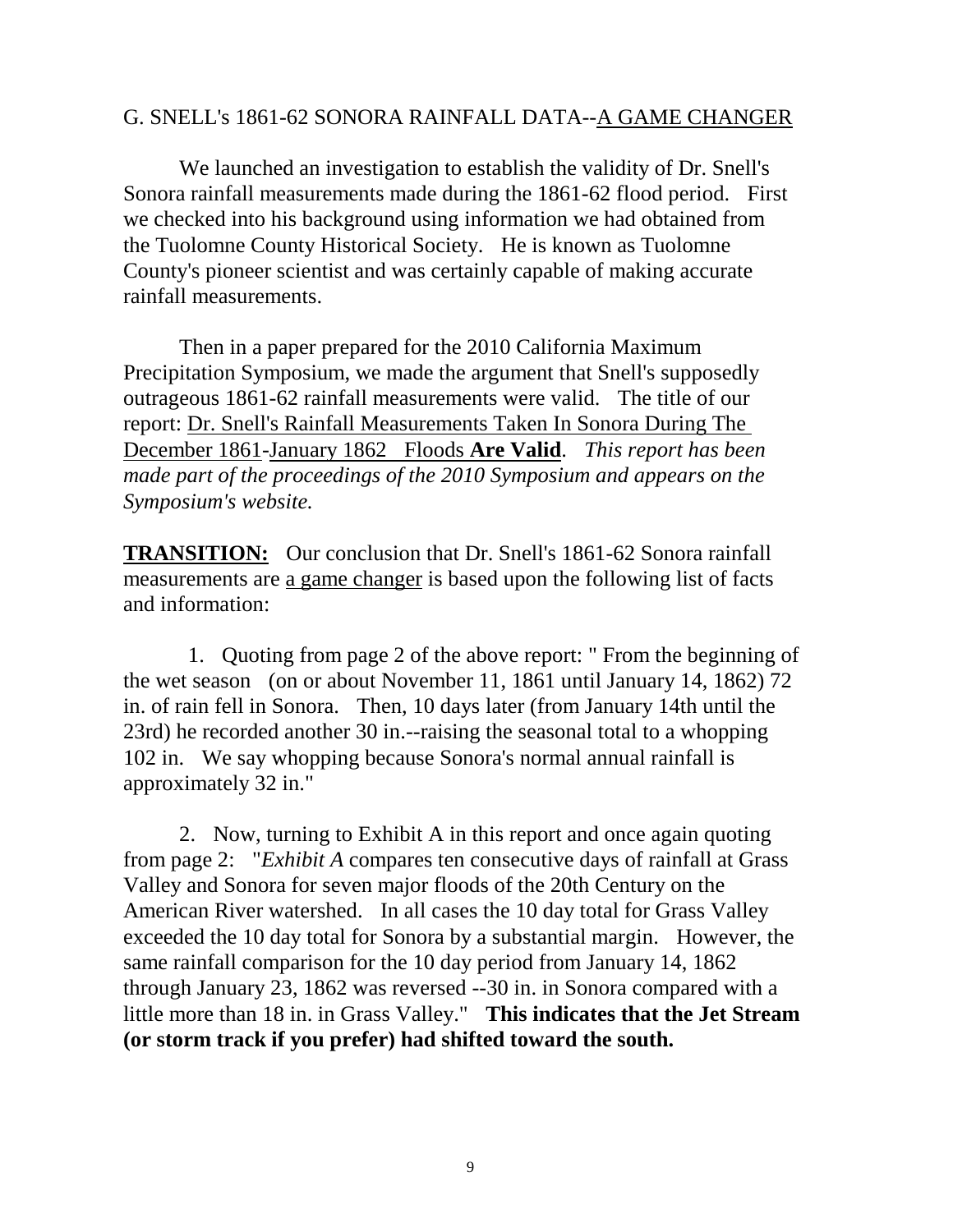G. SNELL's 1861-62 SONORA RAINFALL DATA--A GAME CHANGER

We launched an investigation to establish the validity of Dr. Snell's Sonora rainfall measurements made during the 1861-62 flood period. First we checked into his background using information we had obtained from the Tuolomne County Historical Society. He is known as Tuolomne County's pioneer scientist and was certainly capable of making accurate rainfall measurements.

Then in a paper prepared for the 2010 California Maximum Precipitation Symposium, we made the argument that Snell's supposedly outrageous 1861-62 rainfall measurements were valid. The title of our report: Dr. Snell's Rainfall Measurements Taken In Sonora During The December 1861-January 1862 Floods **Are Valid**. *This report has been made part of the proceedings of the 2010 Symposium and appears on the Symposium's website.*

**TRANSITION:** Our conclusion that Dr. Snell's 1861-62 Sonora rainfall measurements are a game changer is based upon the following list of facts and information:

1. Quoting from page 2 of the above report: " From the beginning of the wet season (on or about November 11, 1861 until January 14, 1862) 72 in. of rain fell in Sonora. Then, 10 days later (from January 14th until the 23rd) he recorded another 30 in.--raising the seasonal total to a whopping 102 in. We say whopping because Sonora's normal annual rainfall is approximately 32 in."

2. Now, turning to Exhibit A in this report and once again quoting from page 2: "*Exhibit A* compares ten consecutive days of rainfall at Grass Valley and Sonora for seven major floods of the 20th Century on the American River watershed. In all cases the 10 day total for Grass Valley exceeded the 10 day total for Sonora by a substantial margin. However, the same rainfall comparison for the 10 day period from January 14, 1862 through January 23, 1862 was reversed --30 in. in Sonora compared with a little more than 18 in. in Grass Valley." **This indicates that the Jet Stream (or storm track if you prefer) had shifted toward the south.**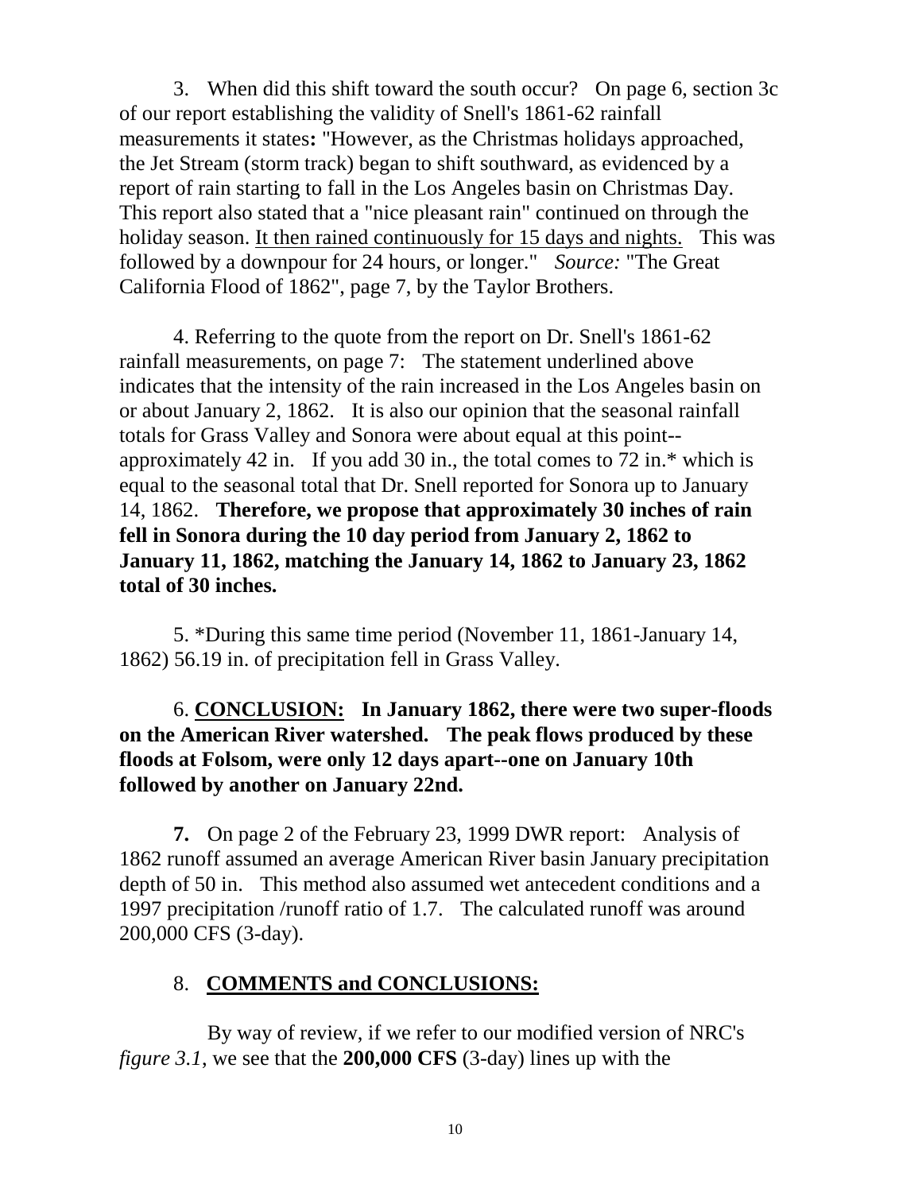3. When did this shift toward the south occur? On page 6, section 3c of our report establishing the validity of Snell's 1861-62 rainfall measurements it states**:** "However, as the Christmas holidays approached, the Jet Stream (storm track) began to shift southward, as evidenced by a report of rain starting to fall in the Los Angeles basin on Christmas Day. This report also stated that a "nice pleasant rain" continued on through the holiday season. <u>It then rained continuously for 15 days and nights.</u> This was followed by a downpour for 24 hours, or longer." *Source:* "The Great California Flood of 1862", page 7, by the Taylor Brothers.

4. Referring to the quote from the report on Dr. Snell's 1861-62 rainfall measurements, on page 7: The statement underlined above indicates that the intensity of the rain increased in the Los Angeles basin on or about January 2, 1862. It is also our opinion that the seasonal rainfall totals for Grass Valley and Sonora were about equal at this point--approximately 42 in. If you add 30 in., the total comes to 72 in.* which is equal to the seasonal total that Dr. Snell reported for Sonora up to January 14, 1862. **Therefore, we propose that approximately 30 inches of rain fell in Sonora during the 10 day period from January 2, 1862 to January 11, 1862, matching the January 14, 1862 to January 23, 1862 total of 30 inches.**

5. *During this same time period (November 11, 1861-January 14, 1862) 56.19 in. of precipitation fell in Grass Valley.

6. **<u>CONCLUSION:</u> In January 1862, there were two super-floods on the American River watershed. The peak flows produced by these floods at Folsom, were only 12 days apart--one on January 10th followed by another on January 22nd.**

**7.** On page 2 of the February 23, 1999 DWR report: Analysis of 1862 runoff assumed an average American River basin January precipitation depth of 50 in. This method also assumed wet antecedent conditions and a 1997 precipitation /runoff ratio of 1.7. The calculated runoff was around 200,000 CFS (3-day).

8. **<u>COMMENTS and CONCLUSIONS:</u>**

By way of review, if we refer to our modified version of NRC's *figure 3.1*, we see that the **200,000 CFS** (3-day) lines up with the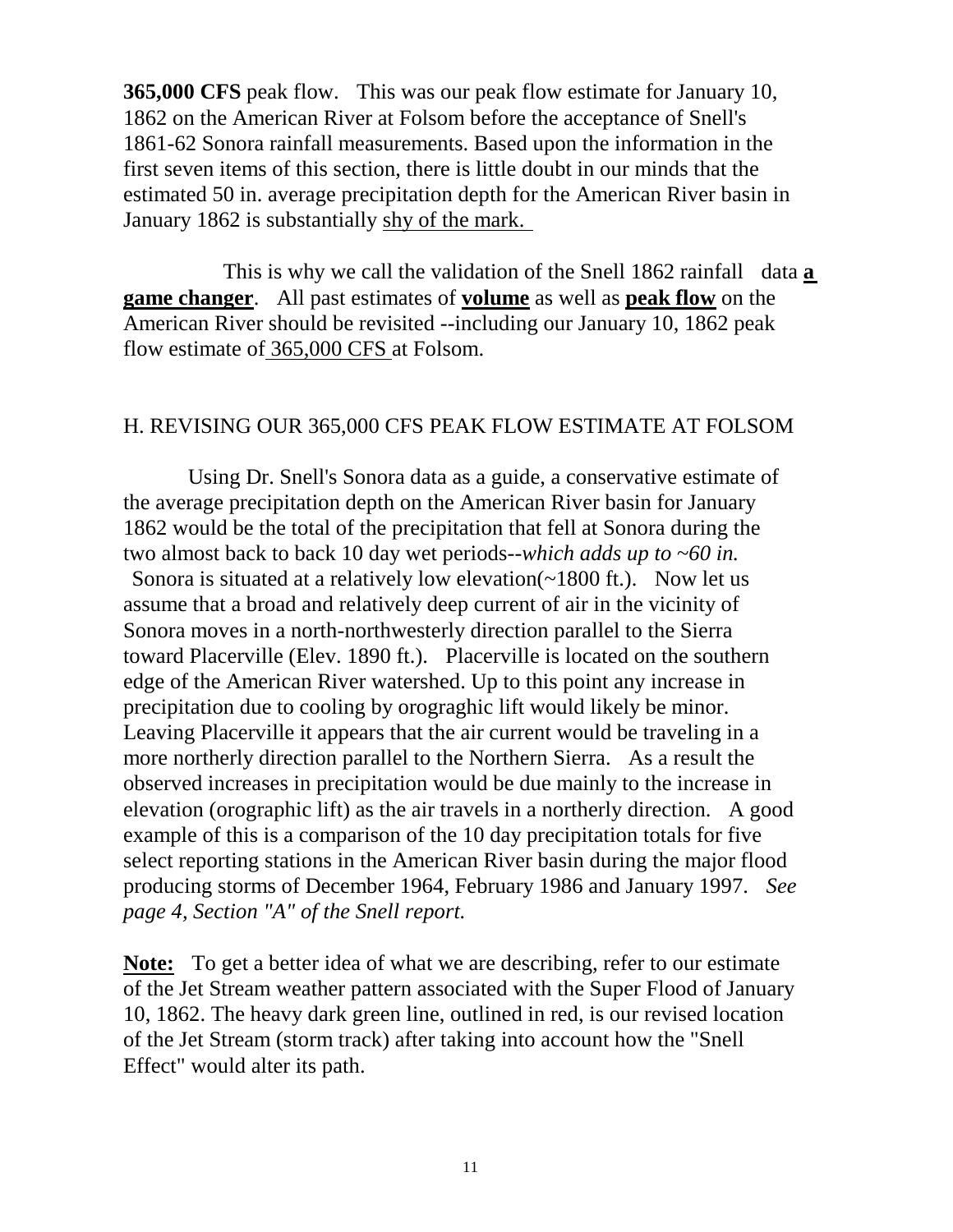**365,000 CFS** peak flow. This was our peak flow estimate for January 10, 1862 on the American River at Folsom before the acceptance of Snell's 1861-62 Sonora rainfall measurements. Based upon the information in the first seven items of this section, there is little doubt in our minds that the estimated 50 in. average precipitation depth for the American River basin in January 1862 is substantially shy of the mark.

This is why we call the validation of the Snell 1862 rainfall data **a game changer**. All past estimates of **volume** as well as **peak flow** on the American River should be revisited --including our January 10, 1862 peak flow estimate of 365,000 CFS at Folsom.

## H. REVISING OUR 365,000 CFS PEAK FLOW ESTIMATE AT FOLSOM

Using Dr. Snell's Sonora data as a guide, a conservative estimate of the average precipitation depth on the American River basin for January 1862 would be the total of the precipitation that fell at Sonora during the two almost back to back 10 day wet periods--*which adds up to ~60 in.* Sonora is situated at a relatively low elevation(~1800 ft.). Now let us assume that a broad and relatively deep current of air in the vicinity of Sonora moves in a north-northwesterly direction parallel to the Sierra toward Placerville (Elev. 1890 ft.). Placerville is located on the southern edge of the American River watershed. Up to this point any increase in precipitation due to cooling by orograghic lift would likely be minor. Leaving Placerville it appears that the air current would be traveling in a more northerly direction parallel to the Northern Sierra. As a result the observed increases in precipitation would be due mainly to the increase in elevation (orographic lift) as the air travels in a northerly direction. A good example of this is a comparison of the 10 day precipitation totals for five select reporting stations in the American River basin during the major flood producing storms of December 1964, February 1986 and January 1997. *See page 4, Section "A" of the Snell report.*

**Note:** To get a better idea of what we are describing, refer to our estimate of the Jet Stream weather pattern associated with the Super Flood of January 10, 1862. The heavy dark green line, outlined in red, is our revised location of the Jet Stream (storm track) after taking into account how the "Snell Effect" would alter its path.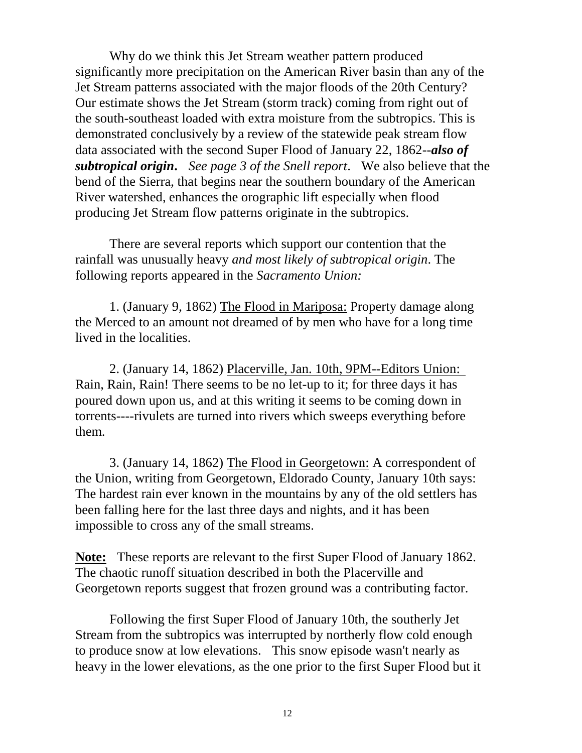Why do we think this Jet Stream weather pattern produced significantly more precipitation on the American River basin than any of the Jet Stream patterns associated with the major floods of the 20th Century? Our estimate shows the Jet Stream (storm track) coming from right out of the south-southeast loaded with extra moisture from the subtropics. This is demonstrated conclusively by a review of the statewide peak stream flow data associated with the second Super Flood of January 22, 1862--***also of subtropical origin*****.** *See page 3 of the Snell report*. We also believe that the bend of the Sierra, that begins near the southern boundary of the American River watershed, enhances the orographic lift especially when flood producing Jet Stream flow patterns originate in the subtropics.

There are several reports which support our contention that the rainfall was unusually heavy *and most likely of subtropical origin*. The following reports appeared in the *Sacramento Union:*

1. (January 9, 1862) <u>The Flood in Mariposa:</u> Property damage along the Merced to an amount not dreamed of by men who have for a long time lived in the localities.

2. (January 14, 1862) <u>Placerville, Jan. 10th, 9PM--Editors Union:</u> Rain, Rain, Rain! There seems to be no let-up to it; for three days it has poured down upon us, and at this writing it seems to be coming down in torrents----rivulets are turned into rivers which sweeps everything before them.

3. (January 14, 1862) <u>The Flood in Georgetown:</u> A correspondent of the Union, writing from Georgetown, Eldorado County, January 10th says: The hardest rain ever known in the mountains by any of the old settlers has been falling here for the last three days and nights, and it has been impossible to cross any of the small streams.

**<u>Note:</u>** These reports are relevant to the first Super Flood of January 1862. The chaotic runoff situation described in both the Placerville and Georgetown reports suggest that frozen ground was a contributing factor.

Following the first Super Flood of January 10th, the southerly Jet Stream from the subtropics was interrupted by northerly flow cold enough to produce snow at low elevations. This snow episode wasn't nearly as heavy in the lower elevations, as the one prior to the first Super Flood but it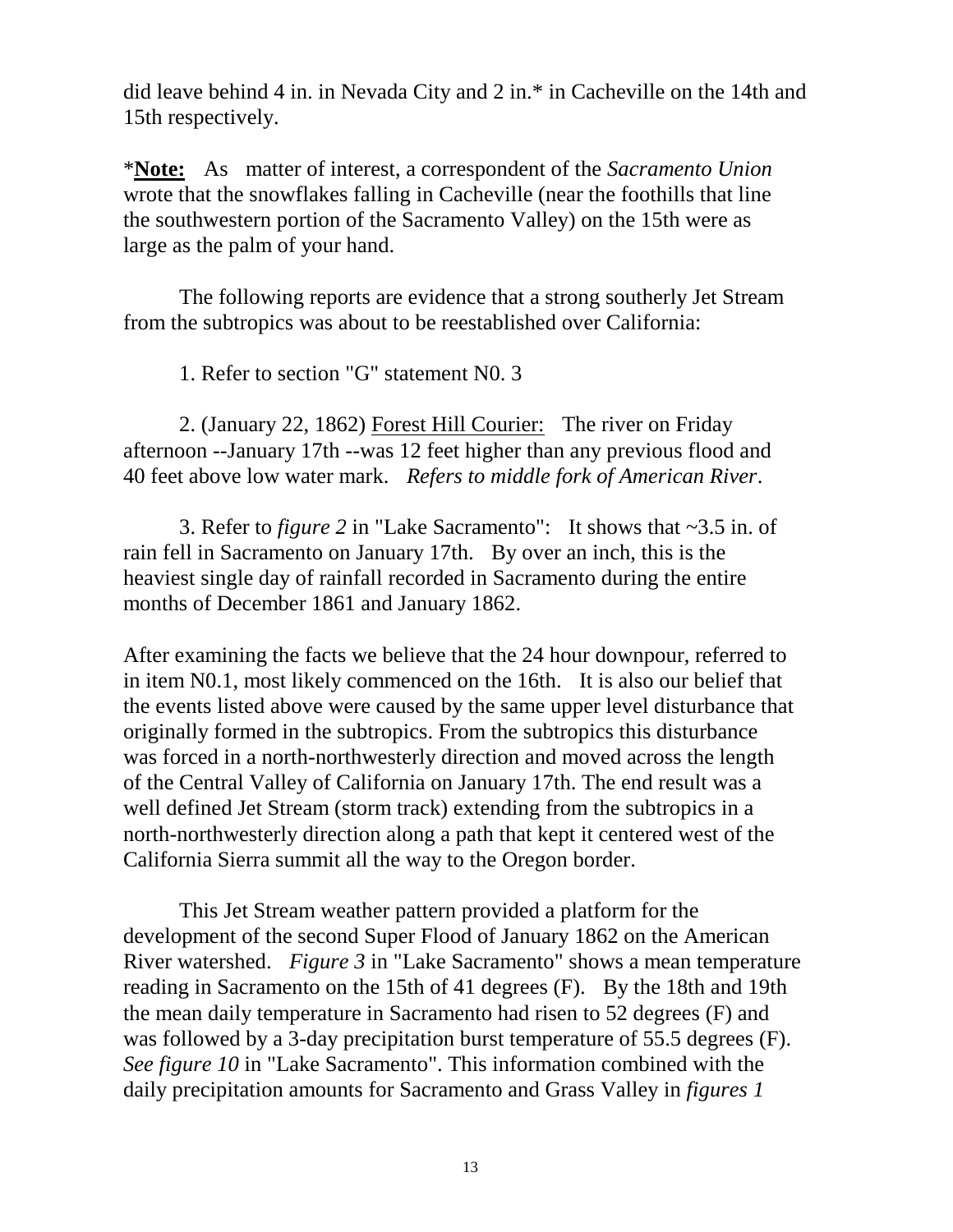did leave behind 4 in. in Nevada City and 2 in.* in Cacheville on the 14th and 15th respectively.

***Note:*** As matter of interest, a correspondent of the *Sacramento Union* wrote that the snowflakes falling in Cacheville (near the foothills that line the southwestern portion of the Sacramento Valley) on the 15th were as large as the palm of your hand.

The following reports are evidence that a strong southerly Jet Stream from the subtropics was about to be reestablished over California:

1. Refer to section "G" statement N0. 3

2. (January 22, 1862) <u>Forest Hill Courier:</u> The river on Friday afternoon --January 17th --was 12 feet higher than any previous flood and 40 feet above low water mark. *Refers to middle fork of American River*.

3. Refer to *figure 2* in "Lake Sacramento": It shows that ~3.5 in. of rain fell in Sacramento on January 17th. By over an inch, this is the heaviest single day of rainfall recorded in Sacramento during the entire months of December 1861 and January 1862.

After examining the facts we believe that the 24 hour downpour, referred to in item N0.1, most likely commenced on the 16th. It is also our belief that the events listed above were caused by the same upper level disturbance that originally formed in the subtropics. From the subtropics this disturbance was forced in a north-northwesterly direction and moved across the length of the Central Valley of California on January 17th. The end result was a well defined Jet Stream (storm track) extending from the subtropics in a north-northwesterly direction along a path that kept it centered west of the California Sierra summit all the way to the Oregon border.

This Jet Stream weather pattern provided a platform for the development of the second Super Flood of January 1862 on the American River watershed. *Figure 3* in "Lake Sacramento" shows a mean temperature reading in Sacramento on the 15th of 41 degrees (F). By the 18th and 19th the mean daily temperature in Sacramento had risen to 52 degrees (F) and was followed by a 3-day precipitation burst temperature of 55.5 degrees (F). *See figure 10* in "Lake Sacramento". This information combined with the daily precipitation amounts for Sacramento and Grass Valley in *figures 1*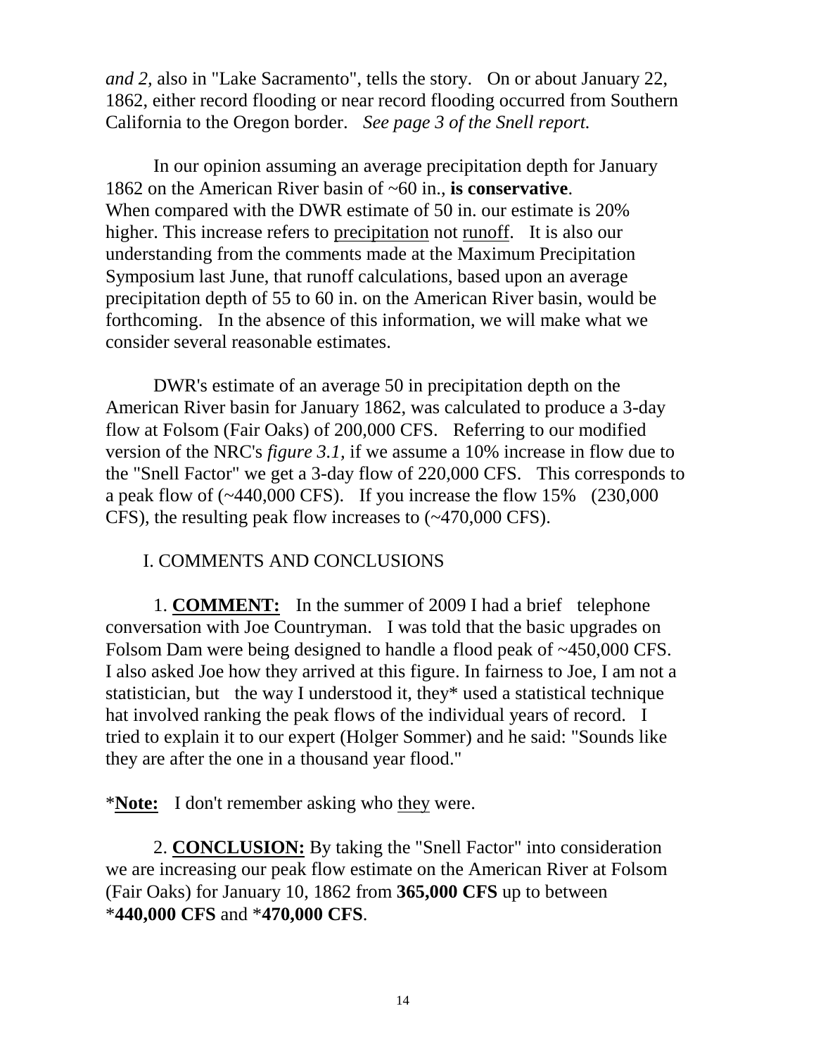*and 2,* also in "Lake Sacramento", tells the story. On or about January 22, 1862, either record flooding or near record flooding occurred from Southern California to the Oregon border. *See page 3 of the Snell report.*

In our opinion assuming an average precipitation depth for January 1862 on the American River basin of ~60 in., **is conservative**. When compared with the DWR estimate of 50 in. our estimate is 20% higher. This increase refers to <u>precipitation</u> not <u>runoff</u>. It is also our understanding from the comments made at the Maximum Precipitation Symposium last June, that runoff calculations, based upon an average precipitation depth of 55 to 60 in. on the American River basin, would be forthcoming. In the absence of this information, we will make what we consider several reasonable estimates.

DWR's estimate of an average 50 in precipitation depth on the American River basin for January 1862, was calculated to produce a 3-day flow at Folsom (Fair Oaks) of 200,000 CFS. Referring to our modified version of the NRC's *figure 3.1,* if we assume a 10% increase in flow due to the "Snell Factor" we get a 3-day flow of 220,000 CFS. This corresponds to a peak flow of (~440,000 CFS). If you increase the flow 15% (230,000 CFS), the resulting peak flow increases to (~470,000 CFS).

I. COMMENTS AND CONCLUSIONS

1. <u>**COMMENT:**</u> In the summer of 2009 I had a brief telephone conversation with Joe Countryman. I was told that the basic upgrades on Folsom Dam were being designed to handle a flood peak of ~450,000 CFS. I also asked Joe how they arrived at this figure. In fairness to Joe, I am not a statistician, but the way I understood it, they* used a statistical technique hat involved ranking the peak flows of the individual years of record. I tried to explain it to our expert (Holger Sommer) and he said: "Sounds like they are after the one in a thousand year flood."

*<u>**Note:**</u> I don't remember asking who <u>they</u> were.

2. <u>**CONCLUSION:**</u> By taking the "Snell Factor" into consideration we are increasing our peak flow estimate on the American River at Folsom (Fair Oaks) for January 10, 1862 from **365,000 CFS** up to between ***440,000 CFS** and ***470,000 CFS**.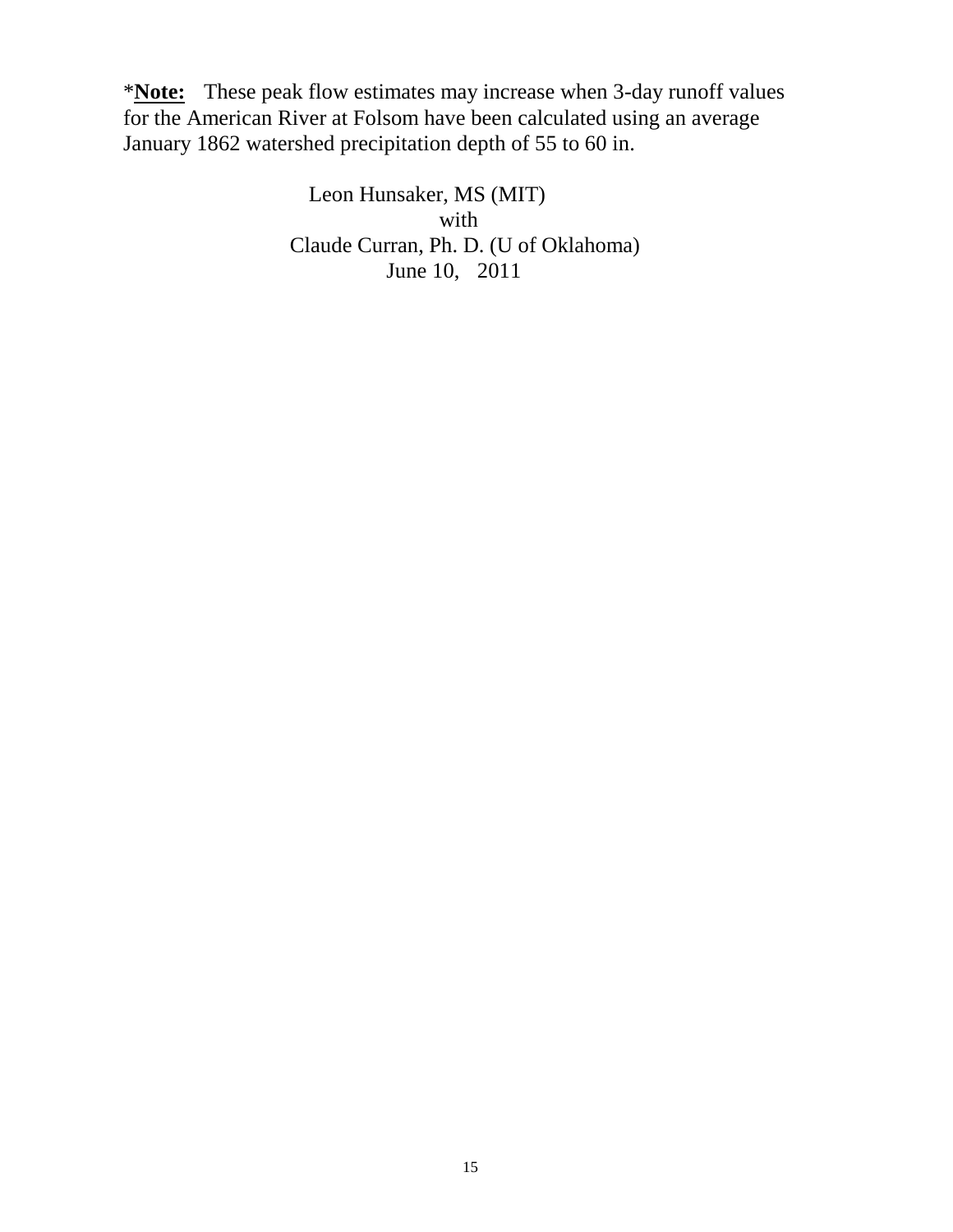*<u>**Note:**</u> These peak flow estimates may increase when 3-day runoff values for the American River at Folsom have been calculated using an average January 1862 watershed precipitation depth of 55 to 60 in.

Leon Hunsaker, MS (MIT)
with
Claude Curran, Ph. D. (U of Oklahoma)
June 10, 2011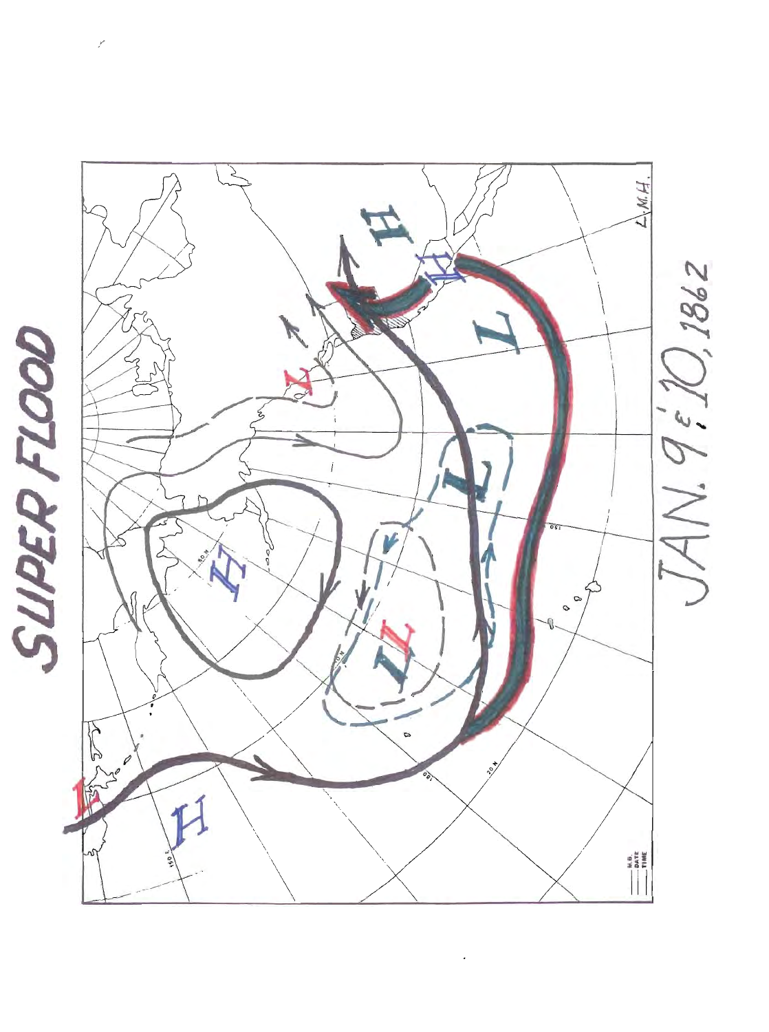# SUPER FLOOD

JAN. 9 & 10, 1862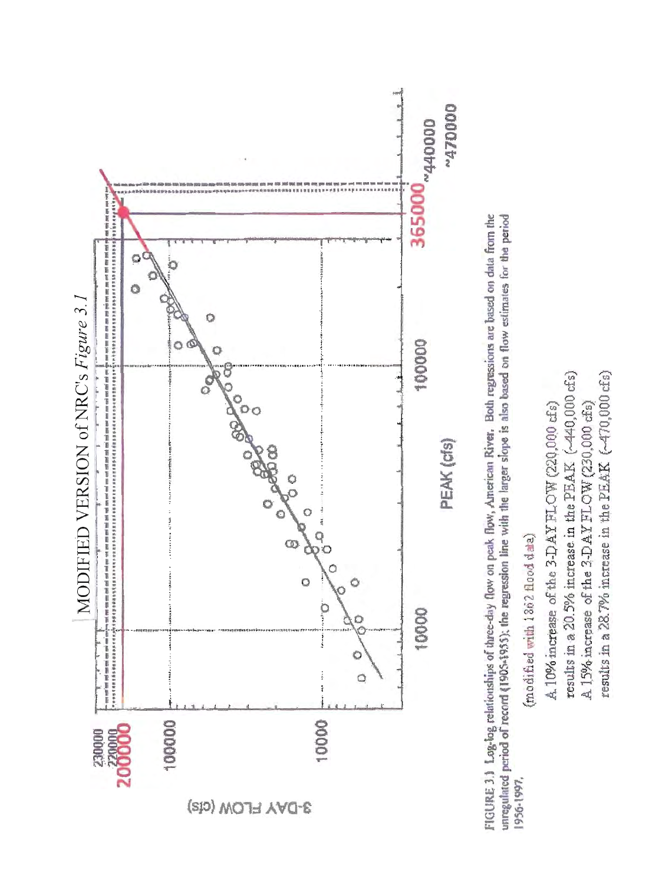MODIFIED VERSION of NRC's *Figure 3.1*

230000
220000
200000
100000
10000

3-DAY FLOW (cfs)

10000
100000
365000
~440000
~470000

PEAK (cfs)

FIGURE 3.1 Log-log relationships of three-day flow on peak flow, American River. Both regressions are based on data from the unregulated period of record (1905-1955); the regression line with the larger slope is also based on flow estimates for the period 1956-1997.

(modified with 1862 flood data)

A 10% increase of the 3-DAY FLOW (220,000 cfs) results in a 20.5% increase in the PEAK (~440,000 cfs)

A 15% increase of the 3-DAY FLOW (230,000 cfs) results in a 28.7% increase in the PEAK (~470,000 cfs)